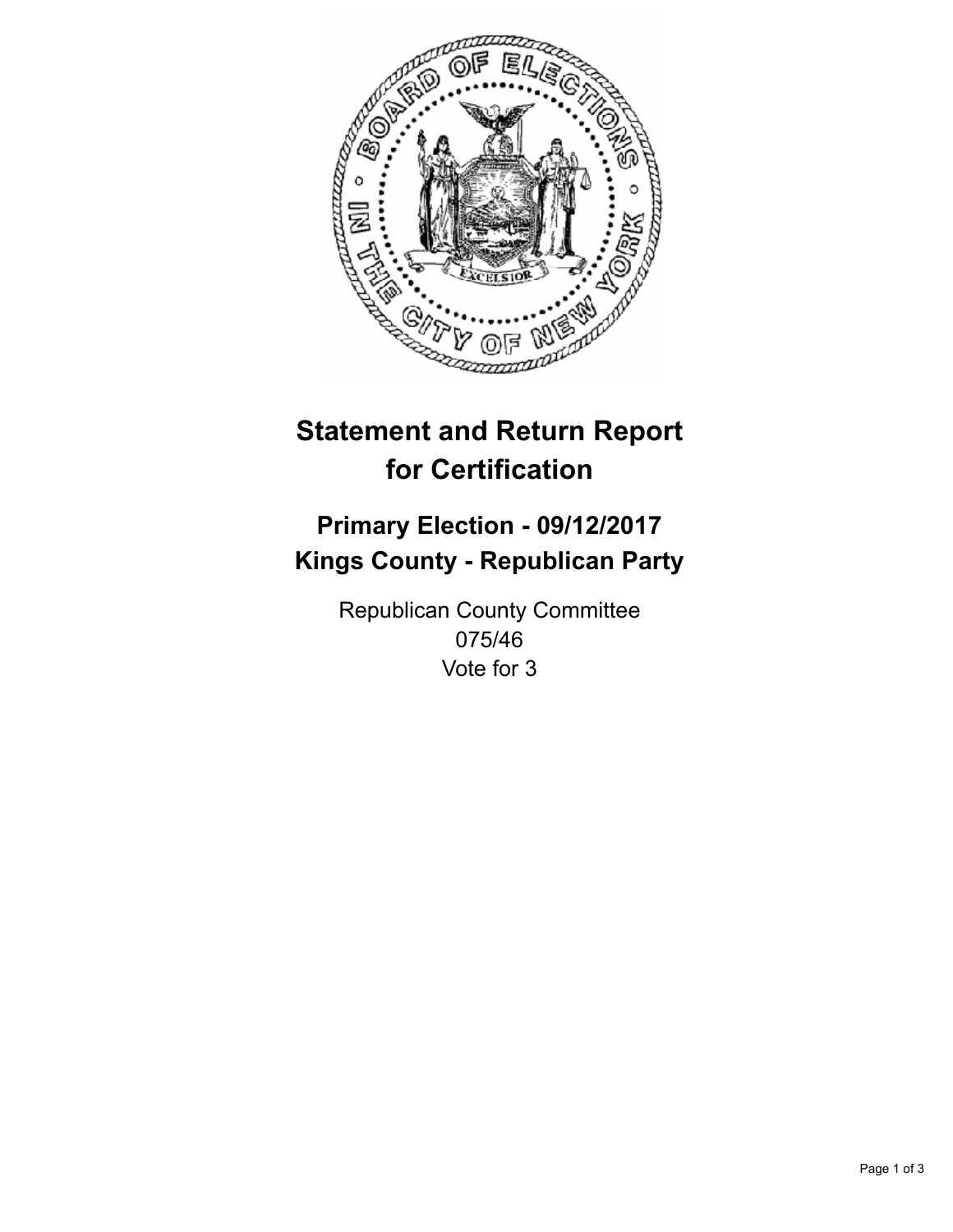# Statement and Return Report for Certification

## Primary Election - 09/12/2017
## Kings County - Republican Party

Republican County Committee
075/46
Vote for 3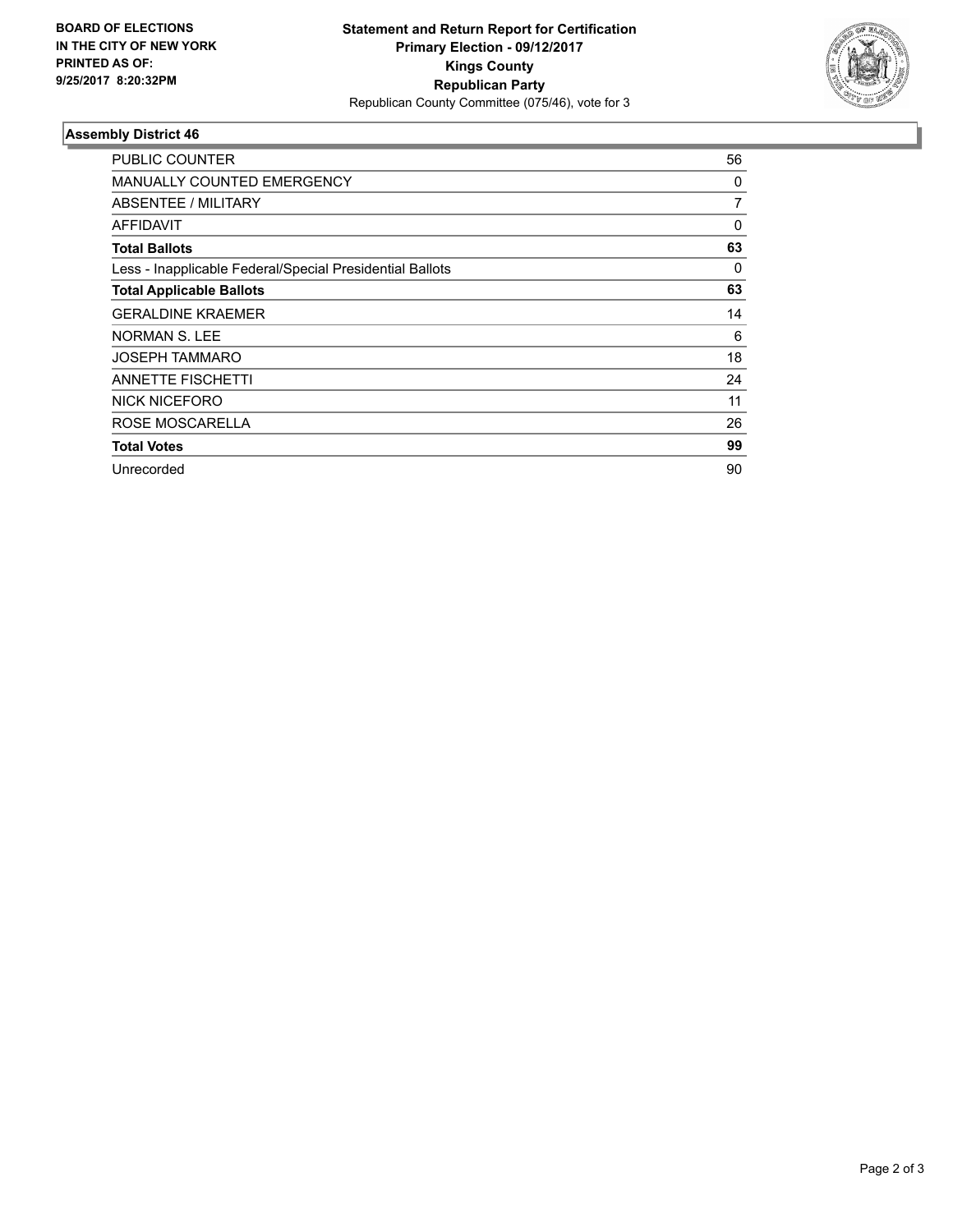**BOARD OF ELECTIONS IN THE CITY OF NEW YORK PRINTED AS OF: 9/25/2017 8:20:32PM**

**Statement and Return Report for Certification**
**Primary Election - 09/12/2017**
**Kings County**
**Republican Party**
Republican County Committee (075/46), vote for 3

## Assembly District 46

| | |
|---|---|
| PUBLIC COUNTER | 56 |
| MANUALLY COUNTED EMERGENCY | 0 |
| ABSENTEE / MILITARY | 7 |
| AFFIDAVIT | 0 |
| **Total Ballots** | **63** |
| Less - Inapplicable Federal/Special Presidential Ballots | 0 |
| **Total Applicable Ballots** | **63** |
| GERALDINE KRAEMER | 14 |
| NORMAN S. LEE | 6 |
| JOSEPH TAMMARO | 18 |
| ANNETTE FISCHETTI | 24 |
| NICK NICEFORO | 11 |
| ROSE MOSCARELLA | 26 |
| **Total Votes** | **99** |
| Unrecorded | 90 |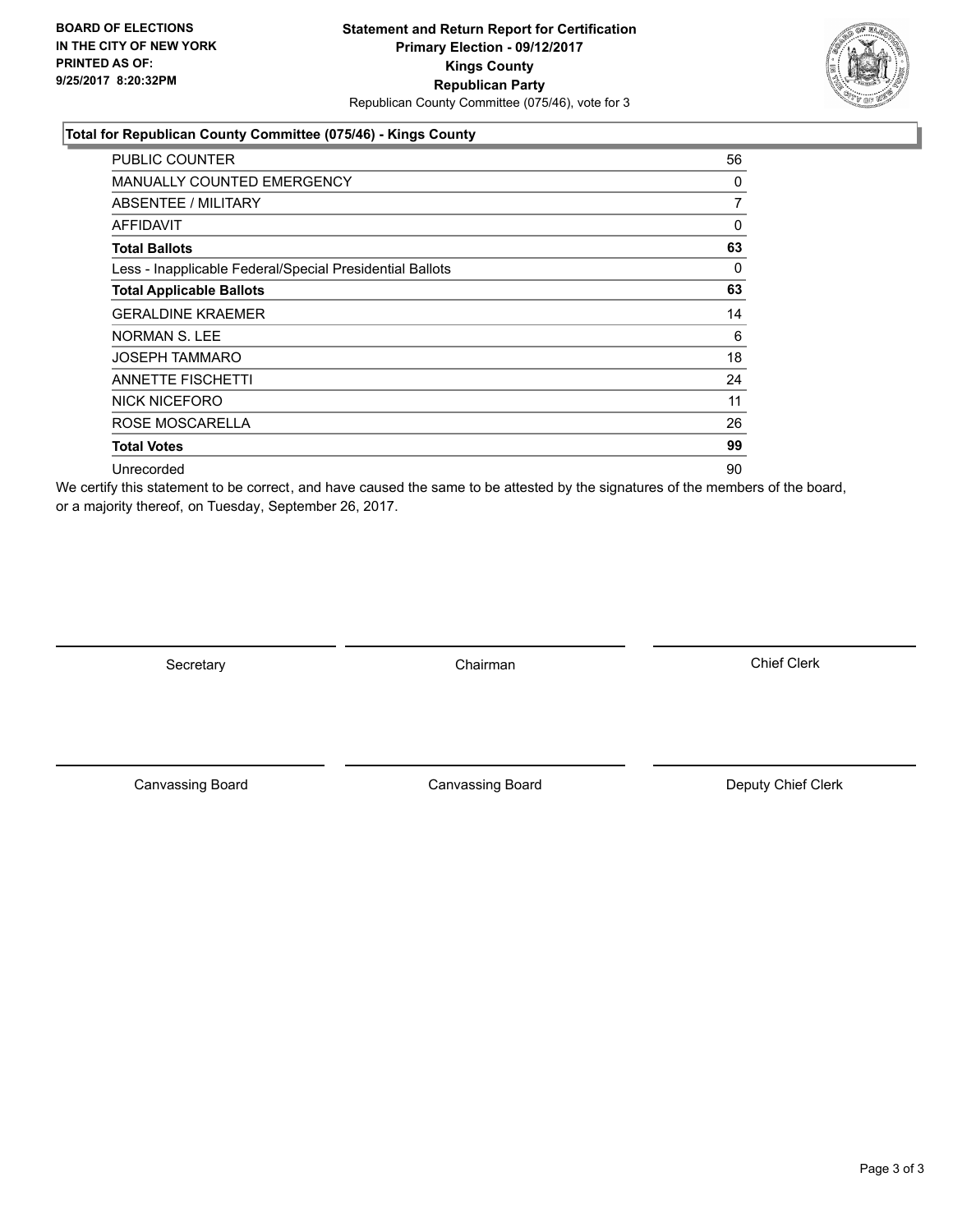**BOARD OF ELECTIONS**
**IN THE CITY OF NEW YORK**
**PRINTED AS OF:**
**9/25/2017 8:20:32PM**

**Statement and Return Report for Certification**
**Primary Election - 09/12/2017**
**Kings County**
**Republican Party**
Republican County Committee (075/46), vote for 3

### Total for Republican County Committee (075/46) - Kings County

| | |
|---|---|
| PUBLIC COUNTER | 56 |
| MANUALLY COUNTED EMERGENCY | 0 |
| ABSENTEE / MILITARY | 7 |
| AFFIDAVIT | 0 |
| **Total Ballots** | **63** |
| Less - Inapplicable Federal/Special Presidential Ballots | 0 |
| **Total Applicable Ballots** | **63** |
| GERALDINE KRAEMER | 14 |
| NORMAN S. LEE | 6 |
| JOSEPH TAMMARO | 18 |
| ANNETTE FISCHETTI | 24 |
| NICK NICEFORO | 11 |
| ROSE MOSCARELLA | 26 |
| **Total Votes** | **99** |
| Unrecorded | 90 |

We certify this statement to be correct, and have caused the same to be attested by the signatures of the members of the board, or a majority thereof, on Tuesday, September 26, 2017.

Secretary

Chairman

Chief Clerk

Canvassing Board

Canvassing Board

Deputy Chief Clerk